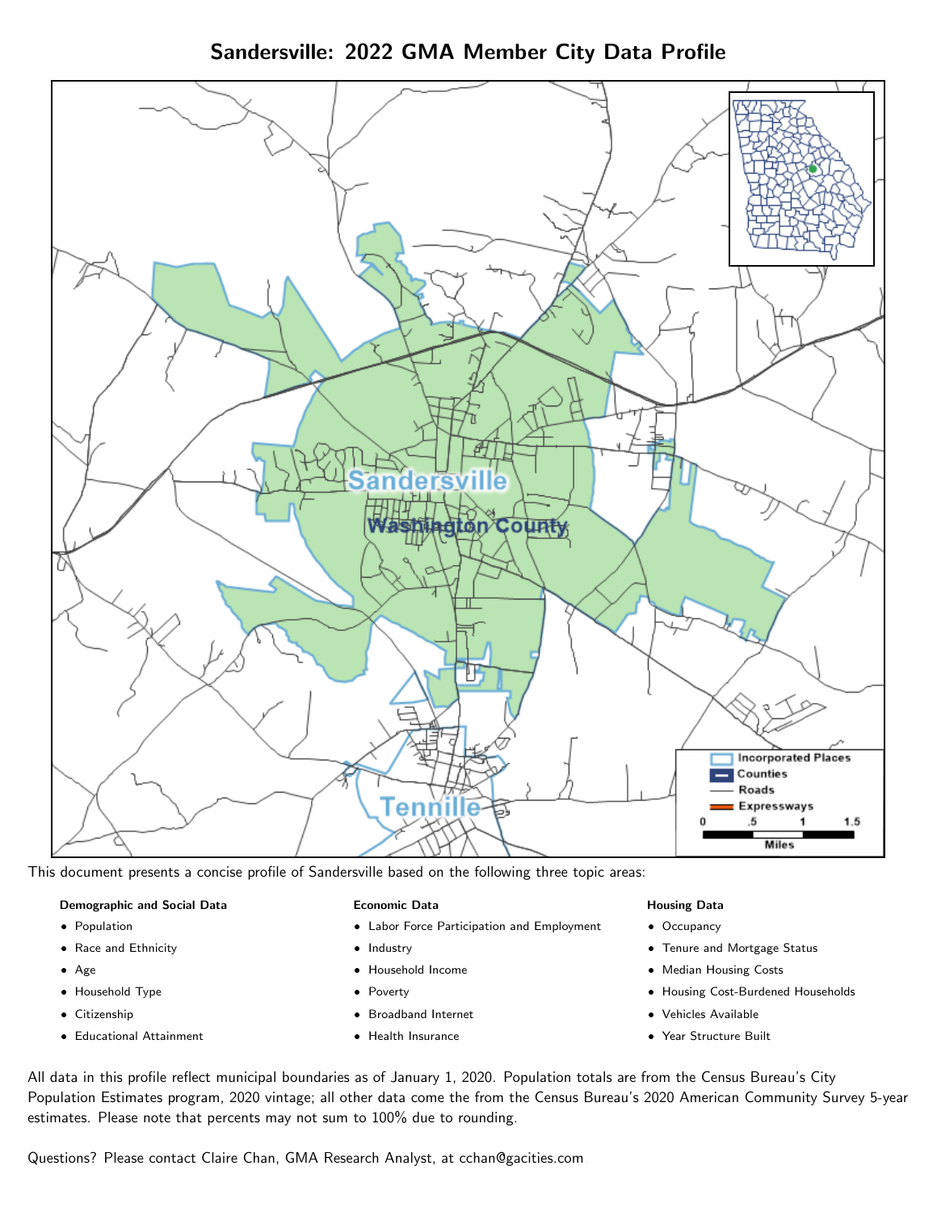# Sandersville: 2022 GMA Member City Data Profile

This document presents a concise profile of Sandersville based on the following three topic areas:

**Demographic and Social Data**

- Population
- Race and Ethnicity
- Age
- Household Type
- Citizenship
- Educational Attainment

**Economic Data**

- Labor Force Participation and Employment
- Industry
- Household Income
- Poverty
- Broadband Internet
- Health Insurance

**Housing Data**

- Occupancy
- Tenure and Mortgage Status
- Median Housing Costs
- Housing Cost-Burdened Households
- Vehicles Available
- Year Structure Built

All data in this profile reflect municipal boundaries as of January 1, 2020. Population totals are from the Census Bureau's City Population Estimates program, 2020 vintage; all other data come the from the Census Bureau's 2020 American Community Survey 5-year estimates. Please note that percents may not sum to 100% due to rounding.

Questions? Please contact Claire Chan, GMA Research Analyst, at cchan@gacities.com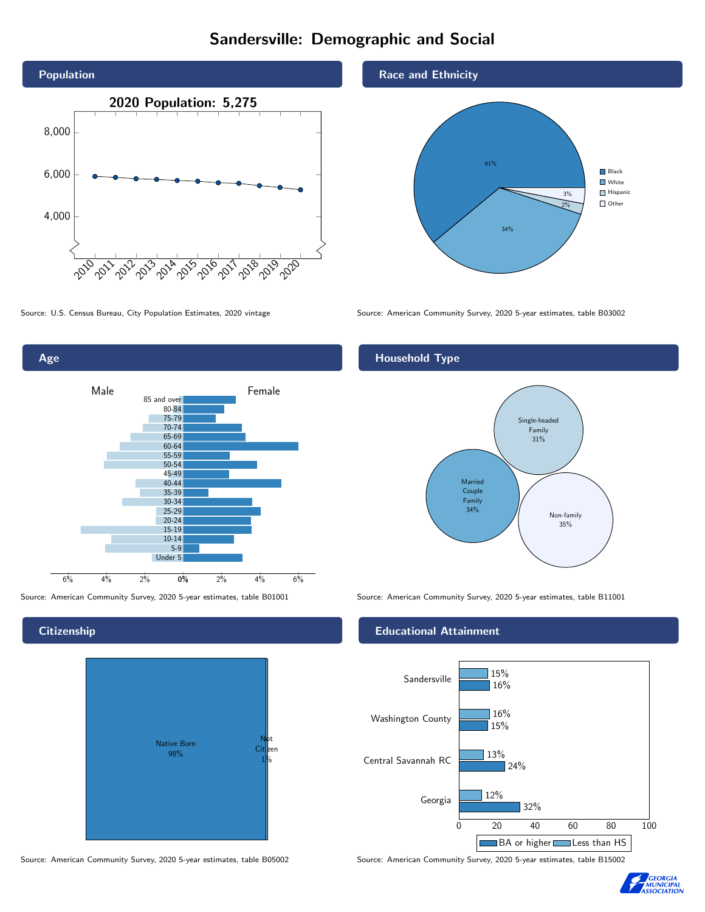# Sandersville: Demographic and Social

## Population

2020 Population: 5,275

Source: U.S. Census Bureau, City Population Estimates, 2020 vintage

## Race and Ethnicity

| Race/Ethnicity | Percent |
| --- | --- |
| Black | 61% |
| White | 34% |
| Hispanic | 2% |
| Other | 3% |

Source: American Community Survey, 2020 5-year estimates, table B03002

## Age

Male / Female

Source: American Community Survey, 2020 5-year estimates, table B01001

## Household Type

| Household Type | Percent |
| --- | --- |
| Married Couple Family | 34% |
| Single-headed Family | 31% |
| Non-family | 35% |

Source: American Community Survey, 2020 5-year estimates, table B11001

## Citizenship

| Citizenship | Percent |
| --- | --- |
| Native Born | 98% |
| Not Citizen | 1% |

Source: American Community Survey, 2020 5-year estimates, table B05002

## Educational Attainment

| Area | Less than HS | BA or higher |
| --- | --- | --- |
| Sandersville | 15% | 16% |
| Washington County | 16% | 15% |
| Central Savannah RC | 13% | 24% |
| Georgia | 12% | 32% |

Source: American Community Survey, 2020 5-year estimates, table B15002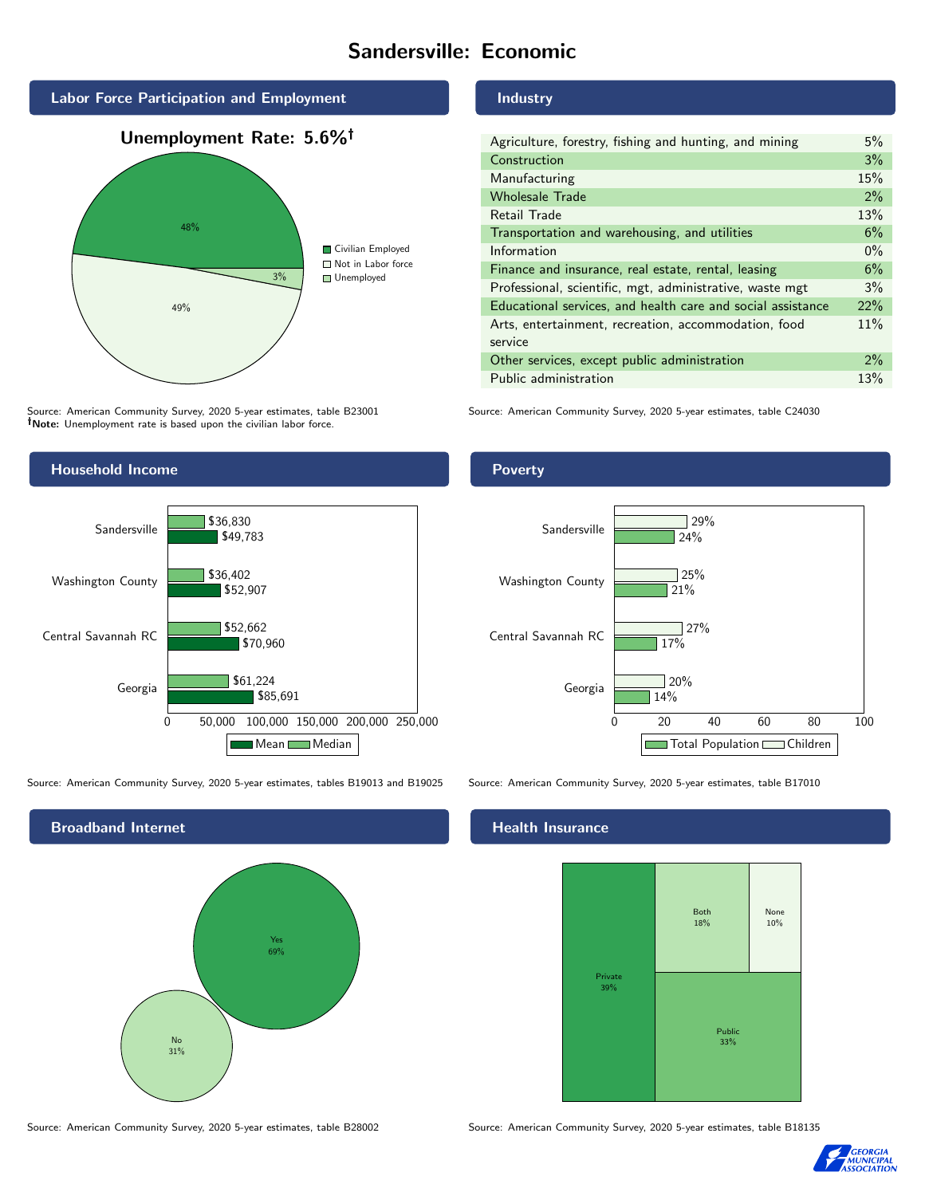# Sandersville: Economic

## Labor Force Participation and Employment

**Unemployment Rate: 5.6%†**

| Category | Percent |
|---|---|
| Civilian Employed | 48% |
| Not in Labor force | 49% |
| Unemployed | 3% |

Source: American Community Survey, 2020 5-year estimates, table B23001
**†Note:** Unemployment rate is based upon the civilian labor force.

## Industry

| Industry | Percent |
|---|---|
| Agriculture, forestry, fishing and hunting, and mining | 5% |
| Construction | 3% |
| Manufacturing | 15% |
| Wholesale Trade | 2% |
| Retail Trade | 13% |
| Transportation and warehousing, and utilities | 6% |
| Information | 0% |
| Finance and insurance, real estate, rental, leasing | 6% |
| Professional, scientific, mgt, administrative, waste mgt | 3% |
| Educational services, and health care and social assistance | 22% |
| Arts, entertainment, recreation, accommodation, food service | 11% |
| Other services, except public administration | 2% |
| Public administration | 13% |

Source: American Community Survey, 2020 5-year estimates, table C24030

## Household Income

| | Median | Mean |
|---|---|---|
| Sandersville | $36,830 | $49,783 |
| Washington County | $36,402 | $52,907 |
| Central Savannah RC | $52,662 | $70,960 |
| Georgia | $61,224 | $85,691 |

Source: American Community Survey, 2020 5-year estimates, tables B19013 and B19025

## Poverty

| | Children | Total Population |
|---|---|---|
| Sandersville | 29% | 24% |
| Washington County | 25% | 21% |
| Central Savannah RC | 27% | 17% |
| Georgia | 20% | 14% |

Source: American Community Survey, 2020 5-year estimates, table B17010

## Broadband Internet

| | Percent |
|---|---|
| Yes | 69% |
| No | 31% |

Source: American Community Survey, 2020 5-year estimates, table B28002

## Health Insurance

| | Percent |
|---|---|
| Private | 39% |
| Public | 33% |
| Both | 18% |
| None | 10% |

Source: American Community Survey, 2020 5-year estimates, table B18135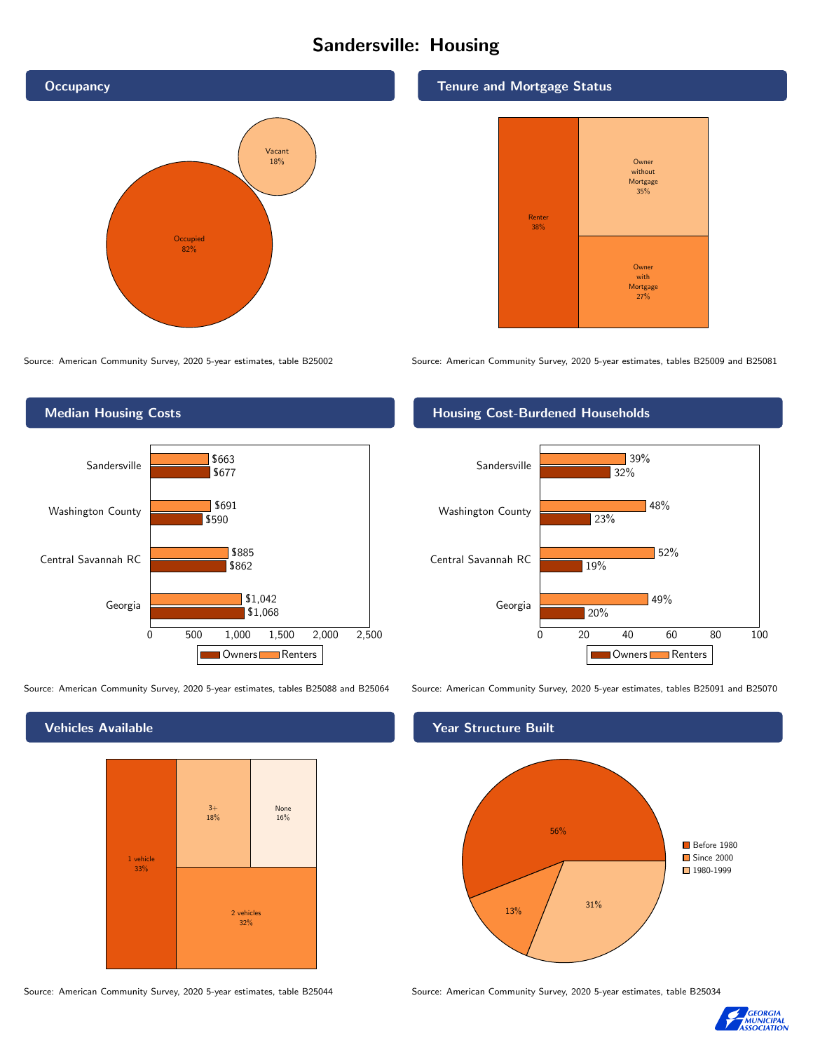# Sandersville: Housing

## Occupancy

Vacant
18%

Occupied
82%

Source: American Community Survey, 2020 5-year estimates, table B25002

## Tenure and Mortgage Status

Renter
38%

Owner
without
Mortgage
35%

Owner
with
Mortgage
27%

Source: American Community Survey, 2020 5-year estimates, tables B25009 and B25081

## Median Housing Costs

Sandersville
$663
$677

Washington County
$691
$590

Central Savannah RC
$885
$862

Georgia
$1,042
$1,068

0
500
1,000
1,500
2,000
2,500

Owners
Renters

Source: American Community Survey, 2020 5-year estimates, tables B25088 and B25064

## Housing Cost-Burdened Households

Sandersville
39%
32%

Washington County
48%
23%

Central Savannah RC
52%
19%

Georgia
49%
20%

0
20
40
60
80
100

Owners
Renters

Source: American Community Survey, 2020 5-year estimates, tables B25091 and B25070

## Vehicles Available

1 vehicle
33%

3+
18%

None
16%

2 vehicles
32%

Source: American Community Survey, 2020 5-year estimates, table B25044

## Year Structure Built

56%

13%

31%

Before 1980
Since 2000
1980-1999

Source: American Community Survey, 2020 5-year estimates, table B25034

GEORGIA MUNICIPAL ASSOCIATION